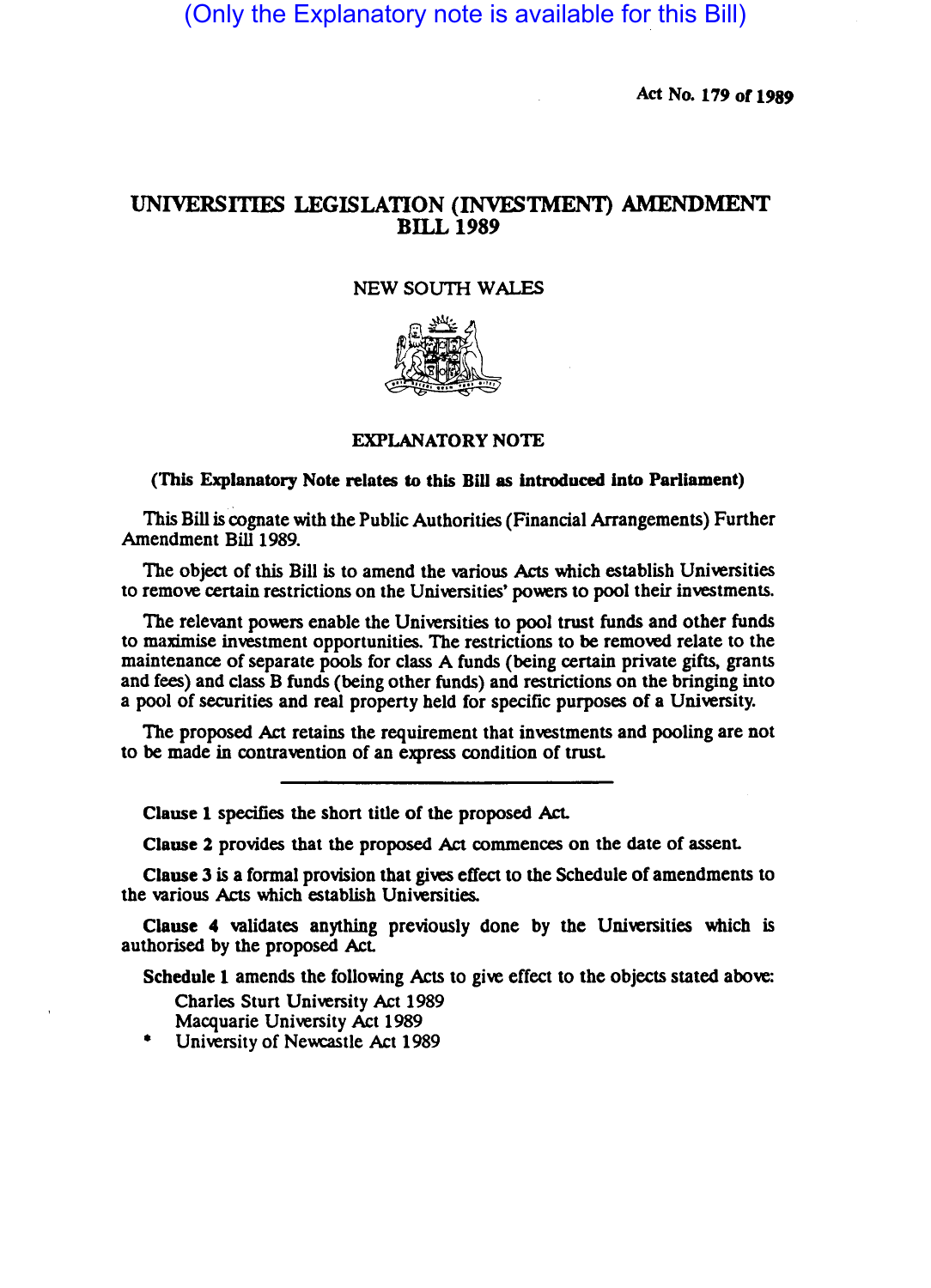(Only the Explanatory note is available for this Bill)

Act No. 179 of 1989

# UNIVERSITIES LEGISLATION (INVESTMENT) AMENDMENT BILL 1989

NEW SOUTH WALES

## EXPLANATORY NOTE

**(This Explanatory Note relates to this Bill as introduced into Parliament)**

This Bill is cognate with the Public Authorities (Financial Arrangements) Further Amendment Bill 1989.

The object of this Bill is to amend the various Acts which establish Universities to remove certain restrictions on the Universities' powers to pool their investments.

The relevant powers enable the Universities to pool trust funds and other funds to maximise investment opportunities. The restrictions to be removed relate to the maintenance of separate pools for class A funds (being certain private gifts, grants and fees) and class B funds (being other funds) and restrictions on the bringing into a pool of securities and real property held for specific purposes of a University.

The proposed Act retains the requirement that investments and pooling are not to be made in contravention of an express condition of trust.

---

**Clause 1** specifies the short title of the proposed Act.

**Clause 2** provides that the proposed Act commences on the date of assent.

**Clause 3** is a formal provision that gives effect to the Schedule of amendments to the various Acts which establish Universities.

**Clause 4** validates anything previously done by the Universities which is authorised by the proposed Act.

**Schedule 1** amends the following Acts to give effect to the objects stated above:

- Charles Sturt University Act 1989
- Macquarie University Act 1989
- University of Newcastle Act 1989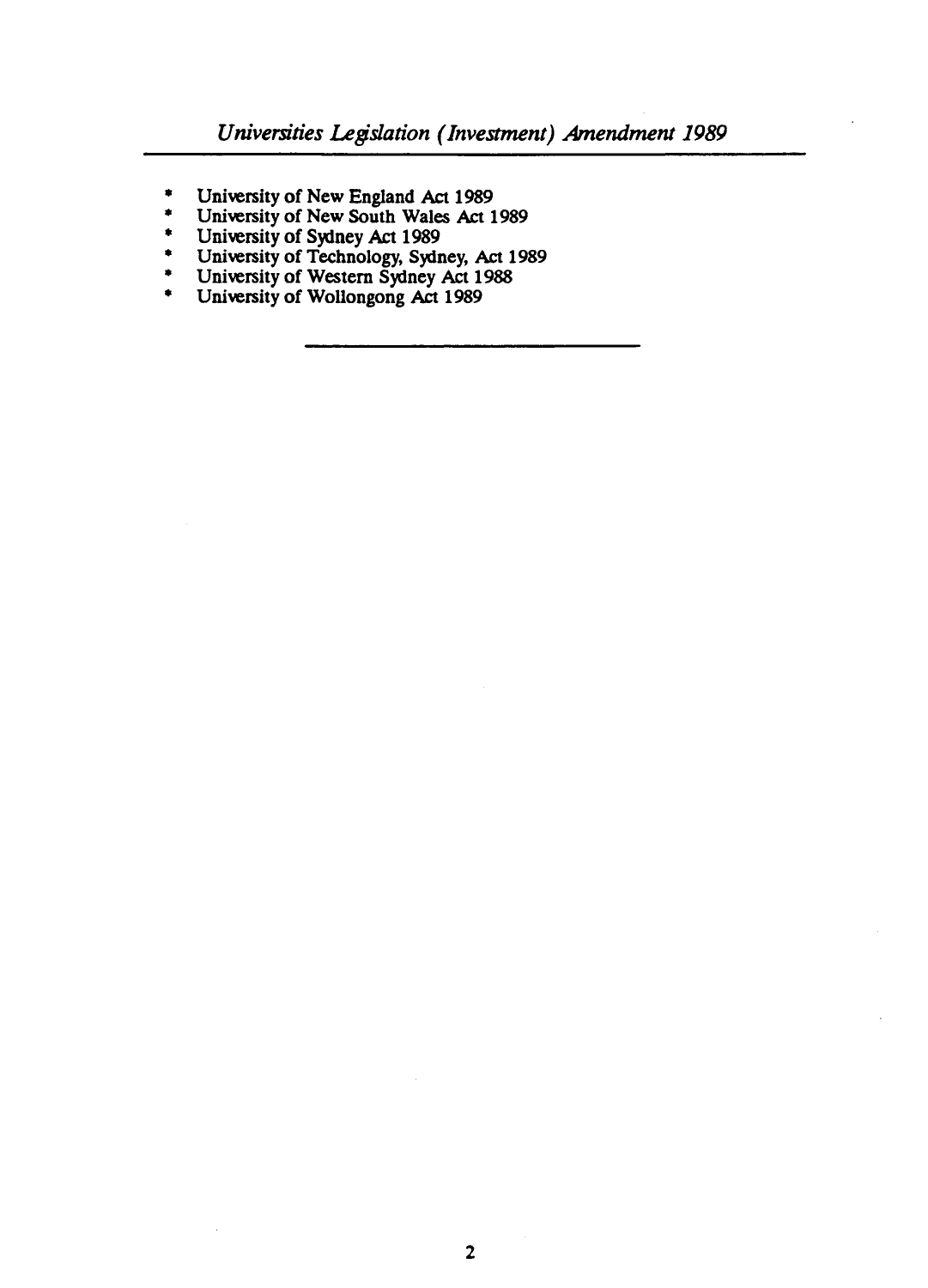* University of New England Act 1989
* University of New South Wales Act 1989
* University of Sydney Act 1989
* University of Technology, Sydney, Act 1989
* University of Western Sydney Act 1988
* University of Wollongong Act 1989